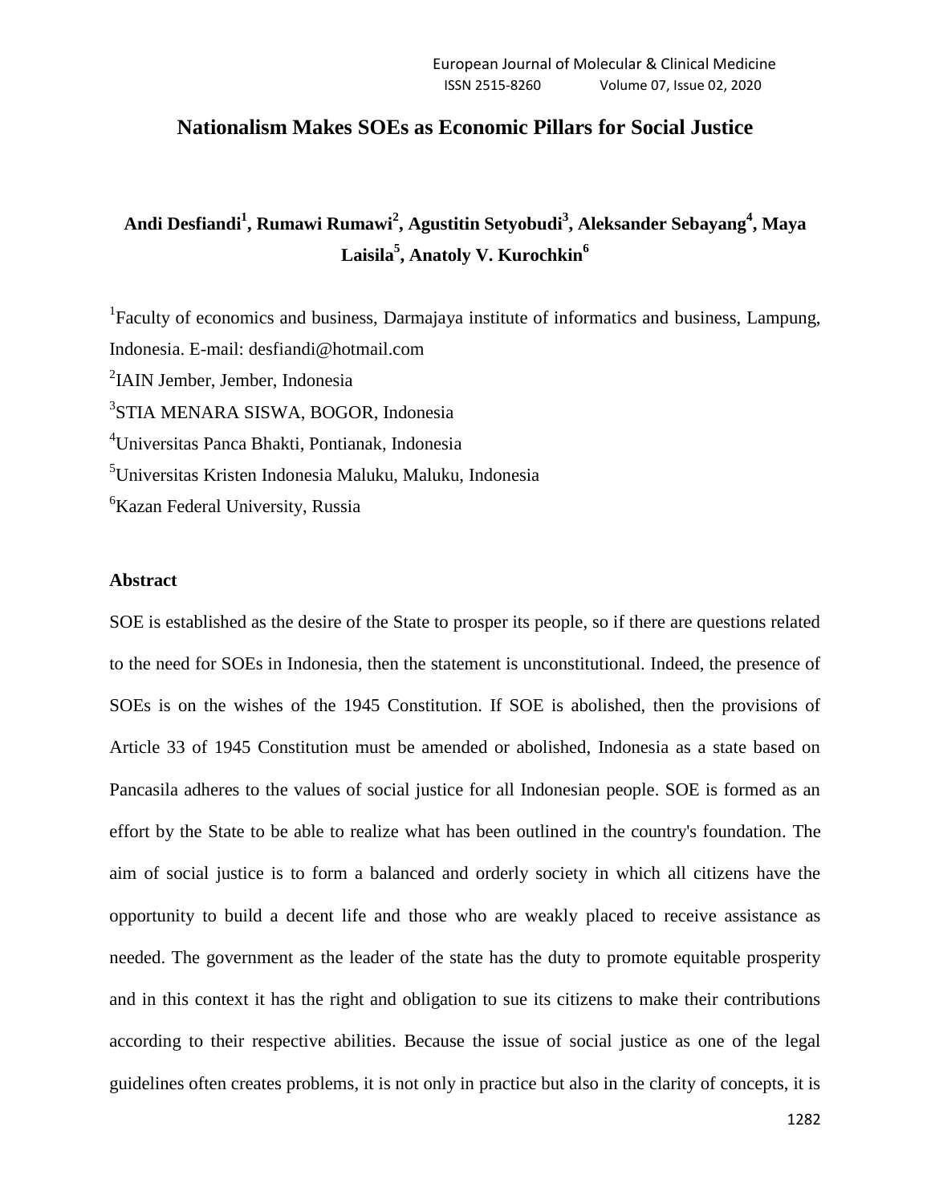# Nationalism Makes SOEs as Economic Pillars for Social Justice

**Andi Desfiandi[1], Rumawi Rumawi[2], Agustitin Setyobudi[3], Aleksander Sebayang[4], Maya Laisila[5], Anatoly V. Kurochkin[6]**

[1]Faculty of economics and business, Darmajaya institute of informatics and business, Lampung, Indonesia. E-mail: desfiandi@hotmail.com

[2]IAIN Jember, Jember, Indonesia

[3]STIA MENARA SISWA, BOGOR, Indonesia

[4]Universitas Panca Bhakti, Pontianak, Indonesia

[5]Universitas Kristen Indonesia Maluku, Maluku, Indonesia

[6]Kazan Federal University, Russia

## Abstract

SOE is established as the desire of the State to prosper its people, so if there are questions related to the need for SOEs in Indonesia, then the statement is unconstitutional. Indeed, the presence of SOEs is on the wishes of the 1945 Constitution. If SOE is abolished, then the provisions of Article 33 of 1945 Constitution must be amended or abolished, Indonesia as a state based on Pancasila adheres to the values of social justice for all Indonesian people. SOE is formed as an effort by the State to be able to realize what has been outlined in the country's foundation. The aim of social justice is to form a balanced and orderly society in which all citizens have the opportunity to build a decent life and those who are weakly placed to receive assistance as needed. The government as the leader of the state has the duty to promote equitable prosperity and in this context it has the right and obligation to sue its citizens to make their contributions according to their respective abilities. Because the issue of social justice as one of the legal guidelines often creates problems, it is not only in practice but also in the clarity of concepts, it is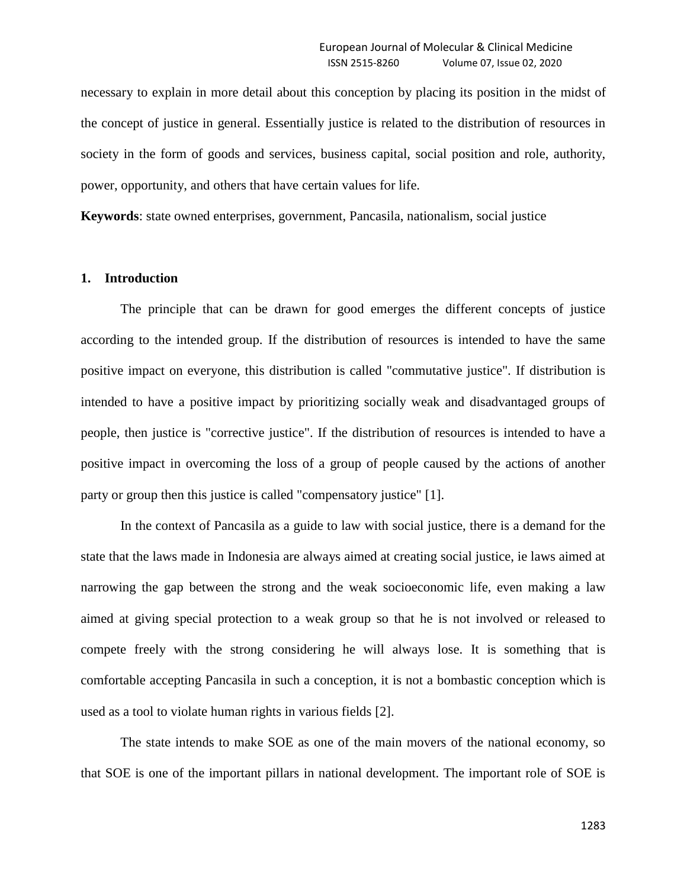necessary to explain in more detail about this conception by placing its position in the midst of the concept of justice in general. Essentially justice is related to the distribution of resources in society in the form of goods and services, business capital, social position and role, authority, power, opportunity, and others that have certain values for life.

**Keywords**: state owned enterprises, government, Pancasila, nationalism, social justice

## 1. Introduction

The principle that can be drawn for good emerges the different concepts of justice according to the intended group. If the distribution of resources is intended to have the same positive impact on everyone, this distribution is called "commutative justice". If distribution is intended to have a positive impact by prioritizing socially weak and disadvantaged groups of people, then justice is "corrective justice". If the distribution of resources is intended to have a positive impact in overcoming the loss of a group of people caused by the actions of another party or group then this justice is called "compensatory justice" [1].

In the context of Pancasila as a guide to law with social justice, there is a demand for the state that the laws made in Indonesia are always aimed at creating social justice, ie laws aimed at narrowing the gap between the strong and the weak socioeconomic life, even making a law aimed at giving special protection to a weak group so that he is not involved or released to compete freely with the strong considering he will always lose. It is something that is comfortable accepting Pancasila in such a conception, it is not a bombastic conception which is used as a tool to violate human rights in various fields [2].

The state intends to make SOE as one of the main movers of the national economy, so that SOE is one of the important pillars in national development. The important role of SOE is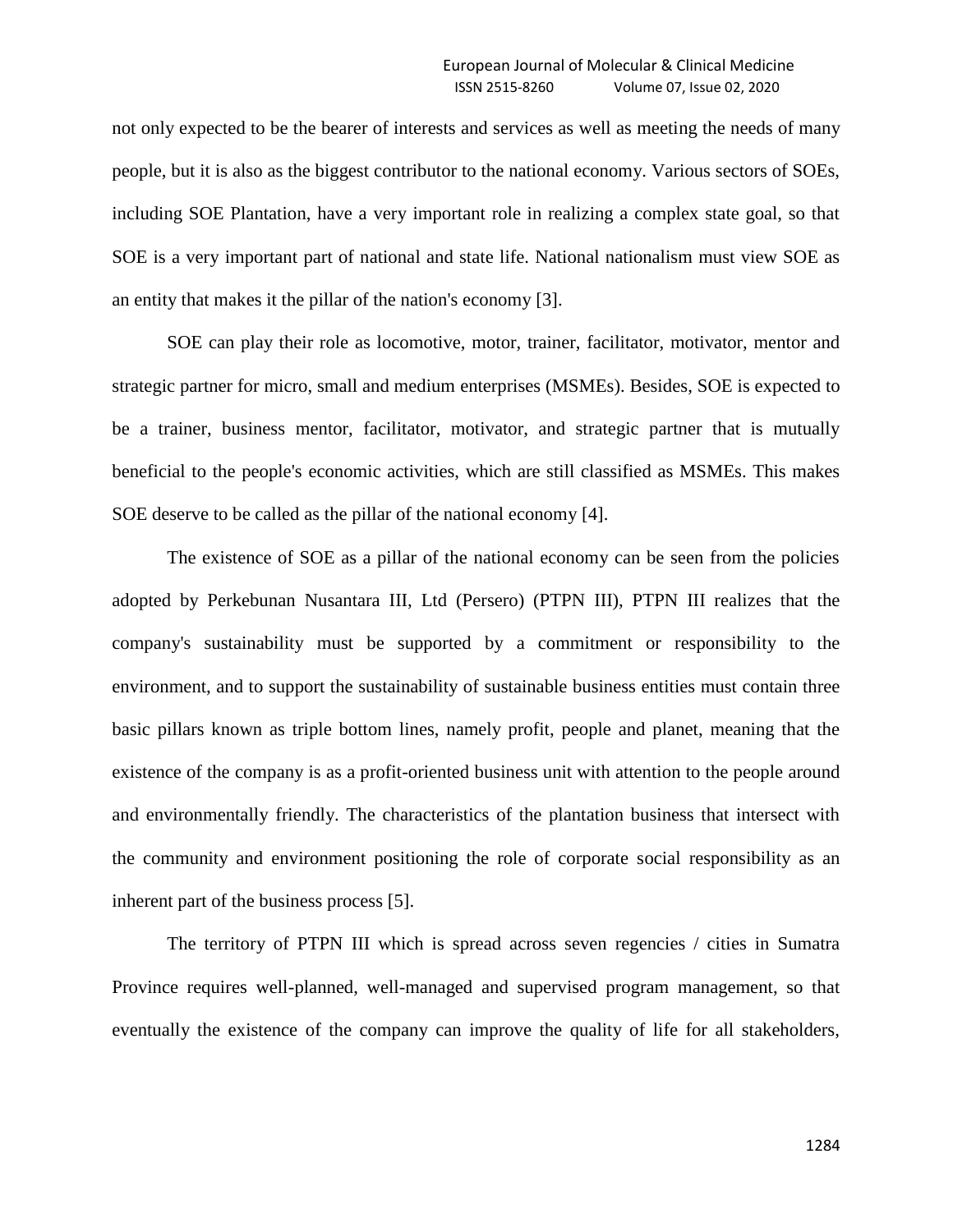not only expected to be the bearer of interests and services as well as meeting the needs of many people, but it is also as the biggest contributor to the national economy. Various sectors of SOEs, including SOE Plantation, have a very important role in realizing a complex state goal, so that SOE is a very important part of national and state life. National nationalism must view SOE as an entity that makes it the pillar of the nation's economy [3].

SOE can play their role as locomotive, motor, trainer, facilitator, motivator, mentor and strategic partner for micro, small and medium enterprises (MSMEs). Besides, SOE is expected to be a trainer, business mentor, facilitator, motivator, and strategic partner that is mutually beneficial to the people's economic activities, which are still classified as MSMEs. This makes SOE deserve to be called as the pillar of the national economy [4].

The existence of SOE as a pillar of the national economy can be seen from the policies adopted by Perkebunan Nusantara III, Ltd (Persero) (PTPN III), PTPN III realizes that the company's sustainability must be supported by a commitment or responsibility to the environment, and to support the sustainability of sustainable business entities must contain three basic pillars known as triple bottom lines, namely profit, people and planet, meaning that the existence of the company is as a profit-oriented business unit with attention to the people around and environmentally friendly. The characteristics of the plantation business that intersect with the community and environment positioning the role of corporate social responsibility as an inherent part of the business process [5].

The territory of PTPN III which is spread across seven regencies / cities in Sumatra Province requires well-planned, well-managed and supervised program management, so that eventually the existence of the company can improve the quality of life for all stakeholders,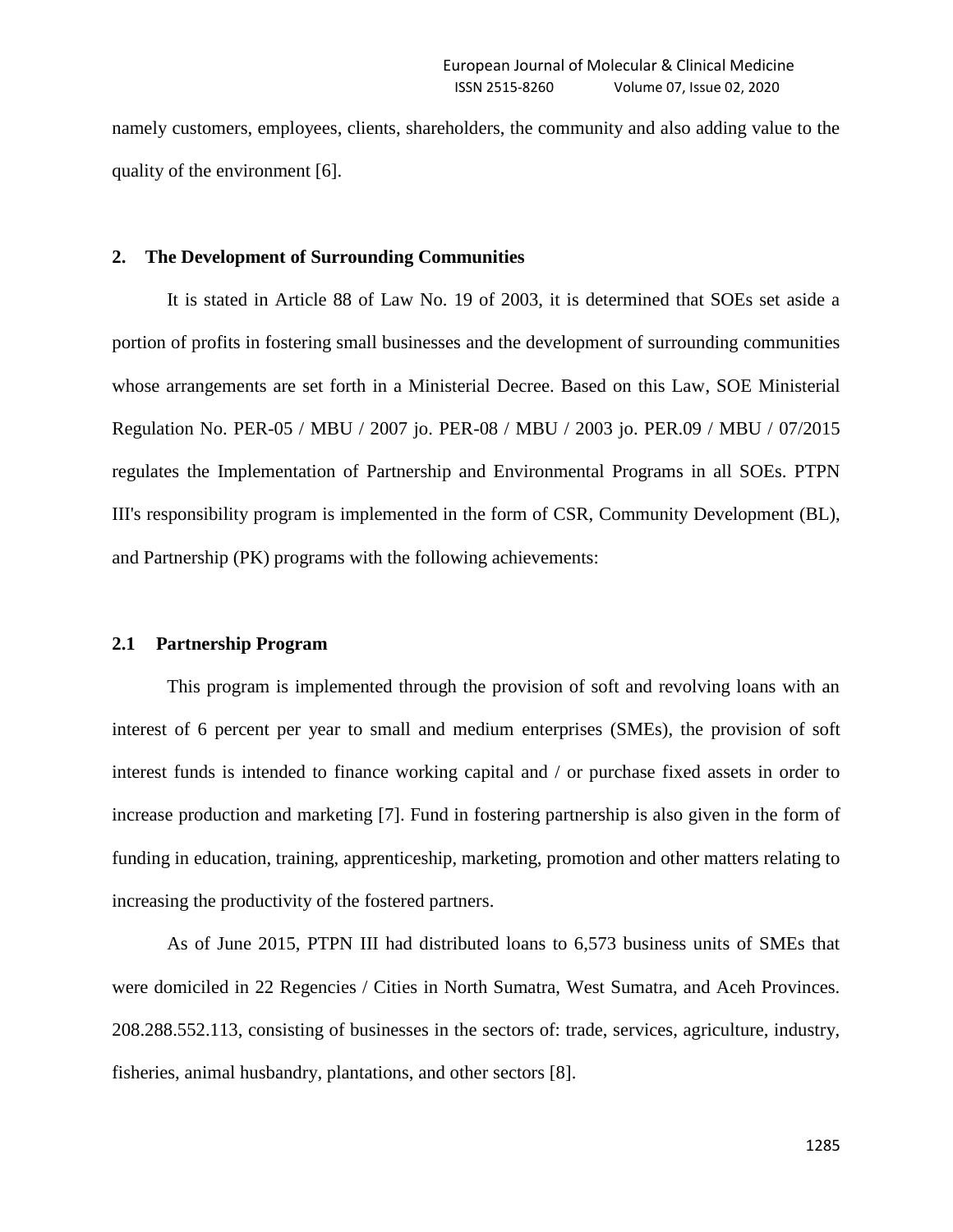namely customers, employees, clients, shareholders, the community and also adding value to the quality of the environment [6].

## 2. The Development of Surrounding Communities

It is stated in Article 88 of Law No. 19 of 2003, it is determined that SOEs set aside a portion of profits in fostering small businesses and the development of surrounding communities whose arrangements are set forth in a Ministerial Decree. Based on this Law, SOE Ministerial Regulation No. PER-05 / MBU / 2007 jo. PER-08 / MBU / 2003 jo. PER.09 / MBU / 07/2015 regulates the Implementation of Partnership and Environmental Programs in all SOEs. PTPN III's responsibility program is implemented in the form of CSR, Community Development (BL), and Partnership (PK) programs with the following achievements:

### 2.1 Partnership Program

This program is implemented through the provision of soft and revolving loans with an interest of 6 percent per year to small and medium enterprises (SMEs), the provision of soft interest funds is intended to finance working capital and / or purchase fixed assets in order to increase production and marketing [7]. Fund in fostering partnership is also given in the form of funding in education, training, apprenticeship, marketing, promotion and other matters relating to increasing the productivity of the fostered partners.

As of June 2015, PTPN III had distributed loans to 6,573 business units of SMEs that were domiciled in 22 Regencies / Cities in North Sumatra, West Sumatra, and Aceh Provinces. 208.288.552.113, consisting of businesses in the sectors of: trade, services, agriculture, industry, fisheries, animal husbandry, plantations, and other sectors [8].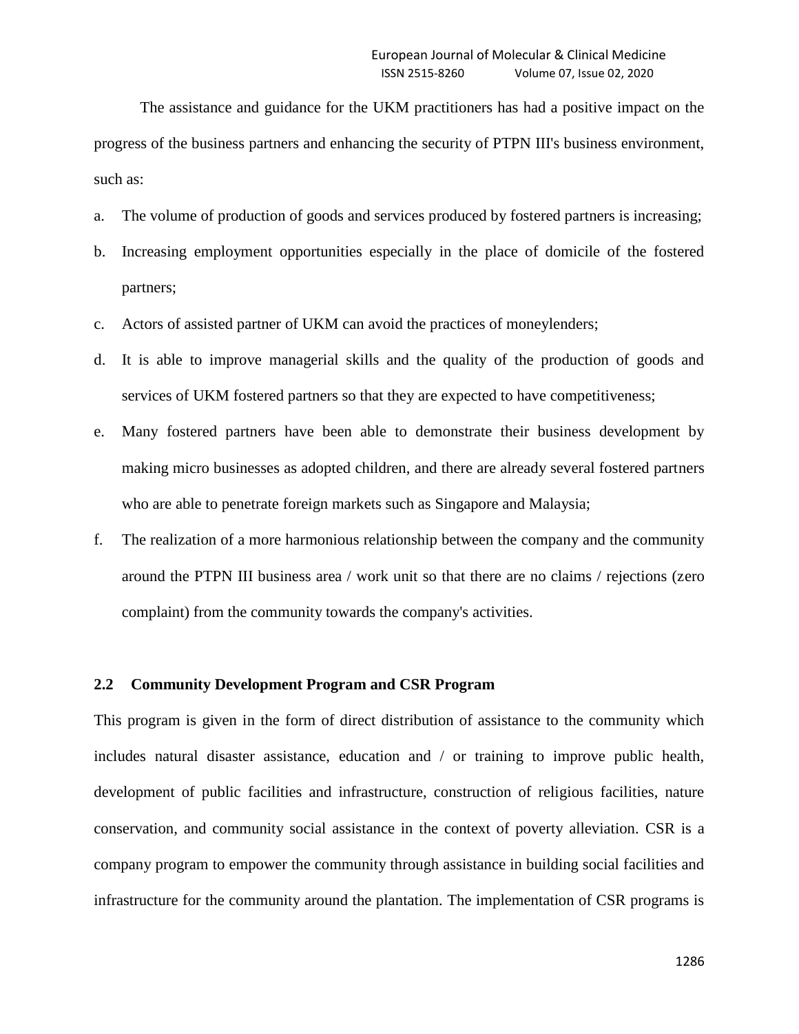The assistance and guidance for the UKM practitioners has had a positive impact on the progress of the business partners and enhancing the security of PTPN III's business environment, such as:

a. The volume of production of goods and services produced by fostered partners is increasing;
b. Increasing employment opportunities especially in the place of domicile of the fostered partners;
c. Actors of assisted partner of UKM can avoid the practices of moneylenders;
d. It is able to improve managerial skills and the quality of the production of goods and services of UKM fostered partners so that they are expected to have competitiveness;
e. Many fostered partners have been able to demonstrate their business development by making micro businesses as adopted children, and there are already several fostered partners who are able to penetrate foreign markets such as Singapore and Malaysia;
f. The realization of a more harmonious relationship between the company and the community around the PTPN III business area / work unit so that there are no claims / rejections (zero complaint) from the community towards the company's activities.

### 2.2 Community Development Program and CSR Program

This program is given in the form of direct distribution of assistance to the community which includes natural disaster assistance, education and / or training to improve public health, development of public facilities and infrastructure, construction of religious facilities, nature conservation, and community social assistance in the context of poverty alleviation. CSR is a company program to empower the community through assistance in building social facilities and infrastructure for the community around the plantation. The implementation of CSR programs is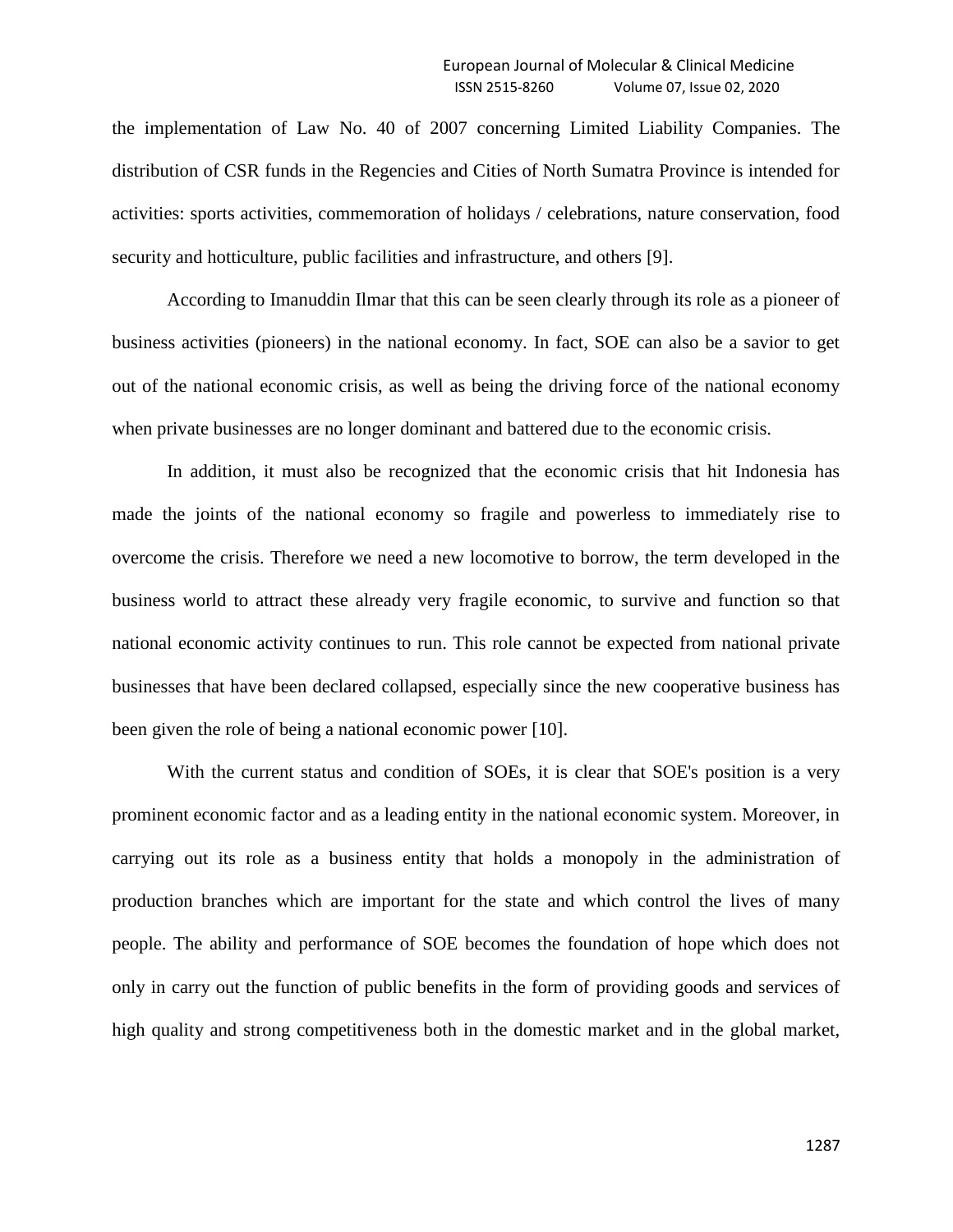the implementation of Law No. 40 of 2007 concerning Limited Liability Companies. The distribution of CSR funds in the Regencies and Cities of North Sumatra Province is intended for activities: sports activities, commemoration of holidays / celebrations, nature conservation, food security and hotticulture, public facilities and infrastructure, and others [9].

According to Imanuddin Ilmar that this can be seen clearly through its role as a pioneer of business activities (pioneers) in the national economy. In fact, SOE can also be a savior to get out of the national economic crisis, as well as being the driving force of the national economy when private businesses are no longer dominant and battered due to the economic crisis.

In addition, it must also be recognized that the economic crisis that hit Indonesia has made the joints of the national economy so fragile and powerless to immediately rise to overcome the crisis. Therefore we need a new locomotive to borrow, the term developed in the business world to attract these already very fragile economic, to survive and function so that national economic activity continues to run. This role cannot be expected from national private businesses that have been declared collapsed, especially since the new cooperative business has been given the role of being a national economic power [10].

With the current status and condition of SOEs, it is clear that SOE's position is a very prominent economic factor and as a leading entity in the national economic system. Moreover, in carrying out its role as a business entity that holds a monopoly in the administration of production branches which are important for the state and which control the lives of many people. The ability and performance of SOE becomes the foundation of hope which does not only in carry out the function of public benefits in the form of providing goods and services of high quality and strong competitiveness both in the domestic market and in the global market,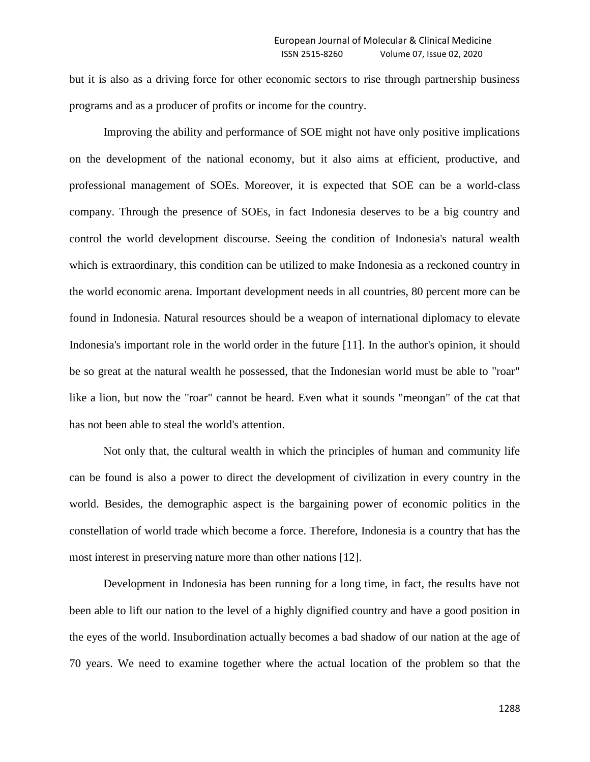but it is also as a driving force for other economic sectors to rise through partnership business programs and as a producer of profits or income for the country.

Improving the ability and performance of SOE might not have only positive implications on the development of the national economy, but it also aims at efficient, productive, and professional management of SOEs. Moreover, it is expected that SOE can be a world-class company. Through the presence of SOEs, in fact Indonesia deserves to be a big country and control the world development discourse. Seeing the condition of Indonesia's natural wealth which is extraordinary, this condition can be utilized to make Indonesia as a reckoned country in the world economic arena. Important development needs in all countries, 80 percent more can be found in Indonesia. Natural resources should be a weapon of international diplomacy to elevate Indonesia's important role in the world order in the future [11]. In the author's opinion, it should be so great at the natural wealth he possessed, that the Indonesian world must be able to "roar" like a lion, but now the "roar" cannot be heard. Even what it sounds "meongan" of the cat that has not been able to steal the world's attention.

Not only that, the cultural wealth in which the principles of human and community life can be found is also a power to direct the development of civilization in every country in the world. Besides, the demographic aspect is the bargaining power of economic politics in the constellation of world trade which become a force. Therefore, Indonesia is a country that has the most interest in preserving nature more than other nations [12].

Development in Indonesia has been running for a long time, in fact, the results have not been able to lift our nation to the level of a highly dignified country and have a good position in the eyes of the world. Insubordination actually becomes a bad shadow of our nation at the age of 70 years. We need to examine together where the actual location of the problem so that the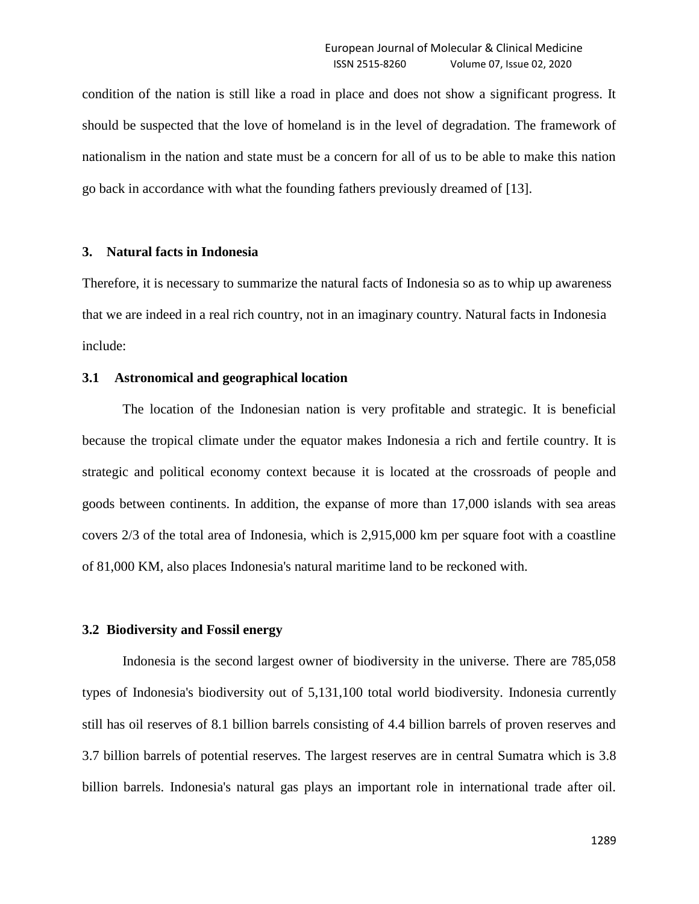condition of the nation is still like a road in place and does not show a significant progress. It should be suspected that the love of homeland is in the level of degradation. The framework of nationalism in the nation and state must be a concern for all of us to be able to make this nation go back in accordance with what the founding fathers previously dreamed of [13].

## 3. Natural facts in Indonesia

Therefore, it is necessary to summarize the natural facts of Indonesia so as to whip up awareness that we are indeed in a real rich country, not in an imaginary country. Natural facts in Indonesia include:

### 3.1 Astronomical and geographical location

The location of the Indonesian nation is very profitable and strategic. It is beneficial because the tropical climate under the equator makes Indonesia a rich and fertile country. It is strategic and political economy context because it is located at the crossroads of people and goods between continents. In addition, the expanse of more than 17,000 islands with sea areas covers 2/3 of the total area of Indonesia, which is 2,915,000 km per square foot with a coastline of 81,000 KM, also places Indonesia's natural maritime land to be reckoned with.

### 3.2 Biodiversity and Fossil energy

Indonesia is the second largest owner of biodiversity in the universe. There are 785,058 types of Indonesia's biodiversity out of 5,131,100 total world biodiversity. Indonesia currently still has oil reserves of 8.1 billion barrels consisting of 4.4 billion barrels of proven reserves and 3.7 billion barrels of potential reserves. The largest reserves are in central Sumatra which is 3.8 billion barrels. Indonesia's natural gas plays an important role in international trade after oil.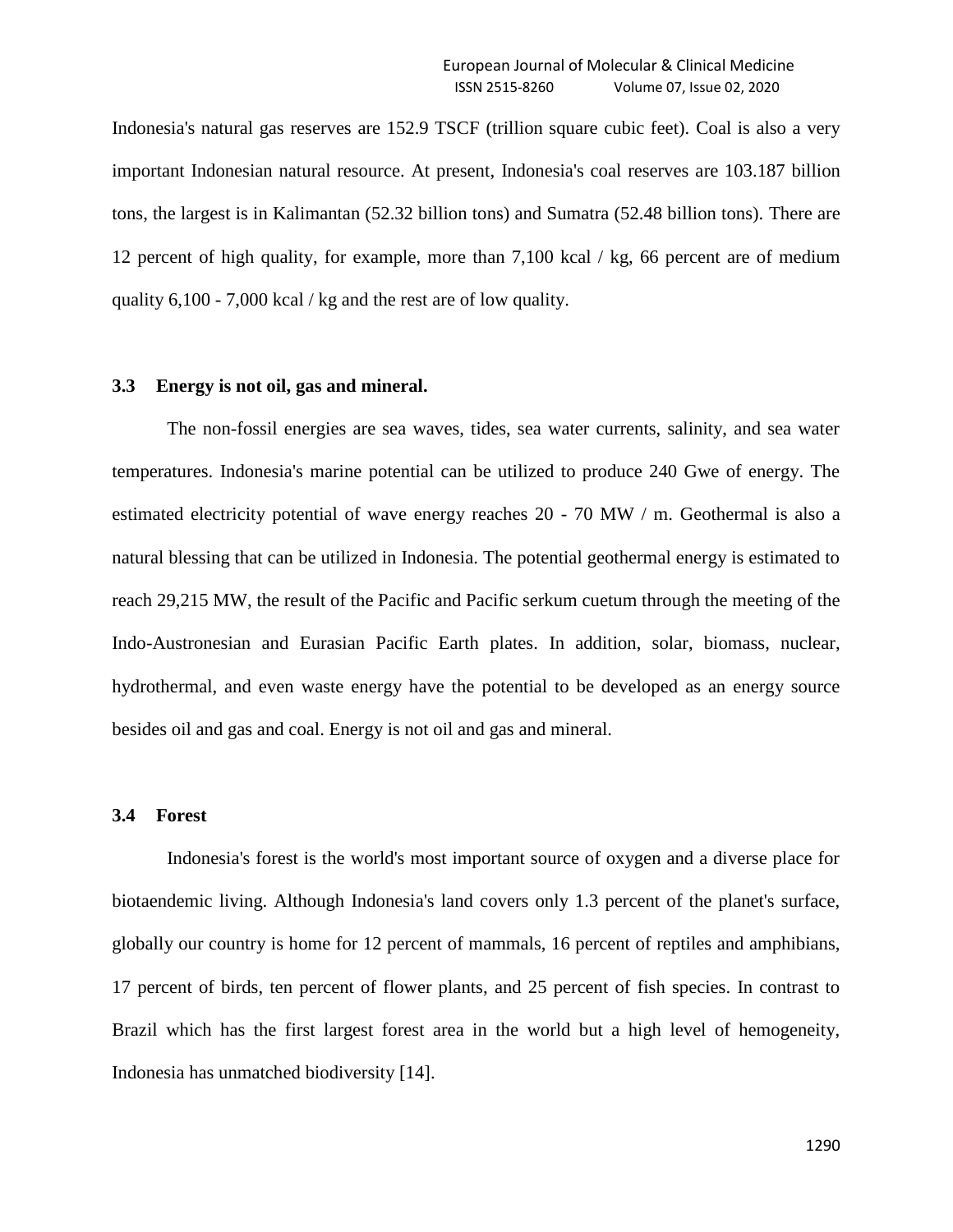Indonesia's natural gas reserves are 152.9 TSCF (trillion square cubic feet). Coal is also a very important Indonesian natural resource. At present, Indonesia's coal reserves are 103.187 billion tons, the largest is in Kalimantan (52.32 billion tons) and Sumatra (52.48 billion tons). There are 12 percent of high quality, for example, more than 7,100 kcal / kg, 66 percent are of medium quality 6,100 - 7,000 kcal / kg and the rest are of low quality.

### 3.3 Energy is not oil, gas and mineral.

The non-fossil energies are sea waves, tides, sea water currents, salinity, and sea water temperatures. Indonesia's marine potential can be utilized to produce 240 Gwe of energy. The estimated electricity potential of wave energy reaches 20 - 70 MW / m. Geothermal is also a natural blessing that can be utilized in Indonesia. The potential geothermal energy is estimated to reach 29,215 MW, the result of the Pacific and Pacific serkum cuetum through the meeting of the Indo-Austronesian and Eurasian Pacific Earth plates. In addition, solar, biomass, nuclear, hydrothermal, and even waste energy have the potential to be developed as an energy source besides oil and gas and coal. Energy is not oil and gas and mineral.

### 3.4 Forest

Indonesia's forest is the world's most important source of oxygen and a diverse place for biotaendemic living. Although Indonesia's land covers only 1.3 percent of the planet's surface, globally our country is home for 12 percent of mammals, 16 percent of reptiles and amphibians, 17 percent of birds, ten percent of flower plants, and 25 percent of fish species. In contrast to Brazil which has the first largest forest area in the world but a high level of hemogeneity, Indonesia has unmatched biodiversity [14].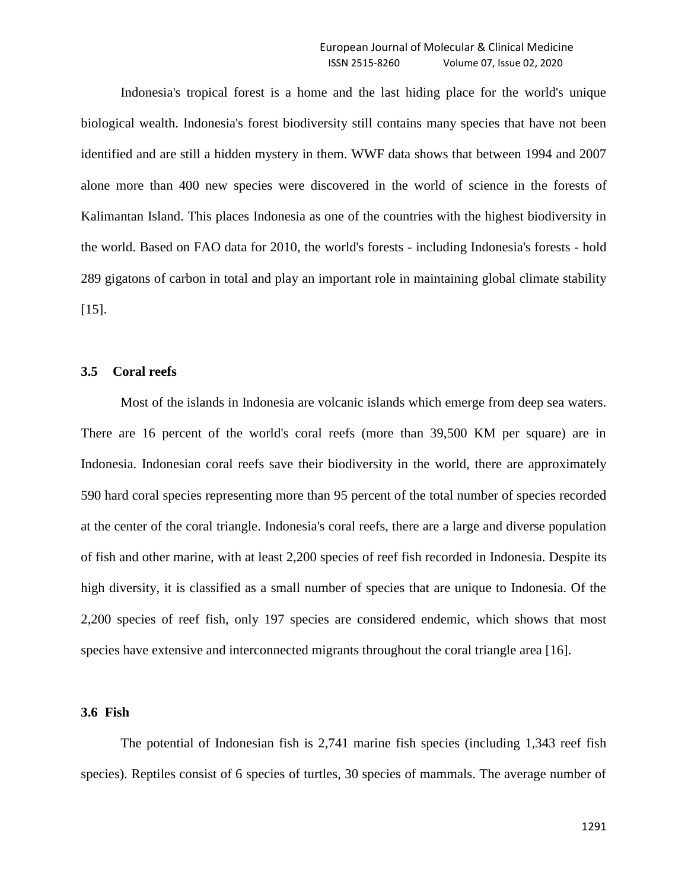Indonesia's tropical forest is a home and the last hiding place for the world's unique biological wealth. Indonesia's forest biodiversity still contains many species that have not been identified and are still a hidden mystery in them. WWF data shows that between 1994 and 2007 alone more than 400 new species were discovered in the world of science in the forests of Kalimantan Island. This places Indonesia as one of the countries with the highest biodiversity in the world. Based on FAO data for 2010, the world's forests - including Indonesia's forests - hold 289 gigatons of carbon in total and play an important role in maintaining global climate stability [15].

### 3.5 Coral reefs

Most of the islands in Indonesia are volcanic islands which emerge from deep sea waters. There are 16 percent of the world's coral reefs (more than 39,500 KM per square) are in Indonesia. Indonesian coral reefs save their biodiversity in the world, there are approximately 590 hard coral species representing more than 95 percent of the total number of species recorded at the center of the coral triangle. Indonesia's coral reefs, there are a large and diverse population of fish and other marine, with at least 2,200 species of reef fish recorded in Indonesia. Despite its high diversity, it is classified as a small number of species that are unique to Indonesia. Of the 2,200 species of reef fish, only 197 species are considered endemic, which shows that most species have extensive and interconnected migrants throughout the coral triangle area [16].

### 3.6 Fish

The potential of Indonesian fish is 2,741 marine fish species (including 1,343 reef fish species). Reptiles consist of 6 species of turtles, 30 species of mammals. The average number of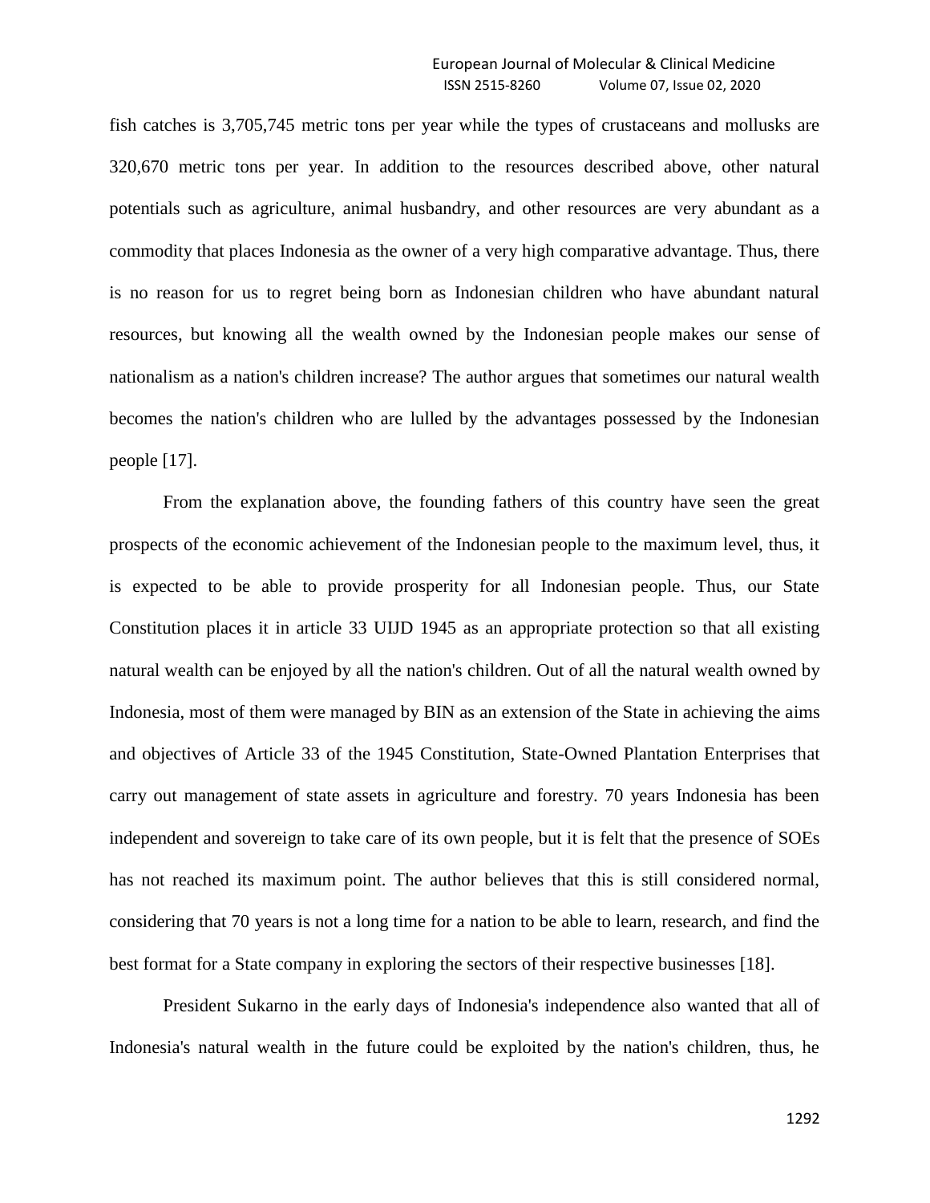fish catches is 3,705,745 metric tons per year while the types of crustaceans and mollusks are 320,670 metric tons per year. In addition to the resources described above, other natural potentials such as agriculture, animal husbandry, and other resources are very abundant as a commodity that places Indonesia as the owner of a very high comparative advantage. Thus, there is no reason for us to regret being born as Indonesian children who have abundant natural resources, but knowing all the wealth owned by the Indonesian people makes our sense of nationalism as a nation's children increase? The author argues that sometimes our natural wealth becomes the nation's children who are lulled by the advantages possessed by the Indonesian people [17].

From the explanation above, the founding fathers of this country have seen the great prospects of the economic achievement of the Indonesian people to the maximum level, thus, it is expected to be able to provide prosperity for all Indonesian people. Thus, our State Constitution places it in article 33 UIJD 1945 as an appropriate protection so that all existing natural wealth can be enjoyed by all the nation's children. Out of all the natural wealth owned by Indonesia, most of them were managed by BIN as an extension of the State in achieving the aims and objectives of Article 33 of the 1945 Constitution, State-Owned Plantation Enterprises that carry out management of state assets in agriculture and forestry. 70 years Indonesia has been independent and sovereign to take care of its own people, but it is felt that the presence of SOEs has not reached its maximum point. The author believes that this is still considered normal, considering that 70 years is not a long time for a nation to be able to learn, research, and find the best format for a State company in exploring the sectors of their respective businesses [18].

President Sukarno in the early days of Indonesia's independence also wanted that all of Indonesia's natural wealth in the future could be exploited by the nation's children, thus, he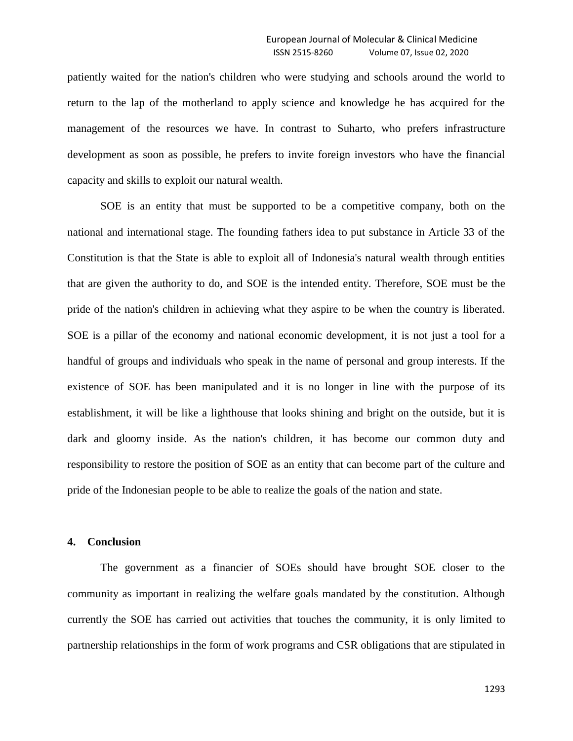patiently waited for the nation's children who were studying and schools around the world to return to the lap of the motherland to apply science and knowledge he has acquired for the management of the resources we have. In contrast to Suharto, who prefers infrastructure development as soon as possible, he prefers to invite foreign investors who have the financial capacity and skills to exploit our natural wealth.

SOE is an entity that must be supported to be a competitive company, both on the national and international stage. The founding fathers idea to put substance in Article 33 of the Constitution is that the State is able to exploit all of Indonesia's natural wealth through entities that are given the authority to do, and SOE is the intended entity. Therefore, SOE must be the pride of the nation's children in achieving what they aspire to be when the country is liberated. SOE is a pillar of the economy and national economic development, it is not just a tool for a handful of groups and individuals who speak in the name of personal and group interests. If the existence of SOE has been manipulated and it is no longer in line with the purpose of its establishment, it will be like a lighthouse that looks shining and bright on the outside, but it is dark and gloomy inside. As the nation's children, it has become our common duty and responsibility to restore the position of SOE as an entity that can become part of the culture and pride of the Indonesian people to be able to realize the goals of the nation and state.

## 4. Conclusion

The government as a financier of SOEs should have brought SOE closer to the community as important in realizing the welfare goals mandated by the constitution. Although currently the SOE has carried out activities that touches the community, it is only limited to partnership relationships in the form of work programs and CSR obligations that are stipulated in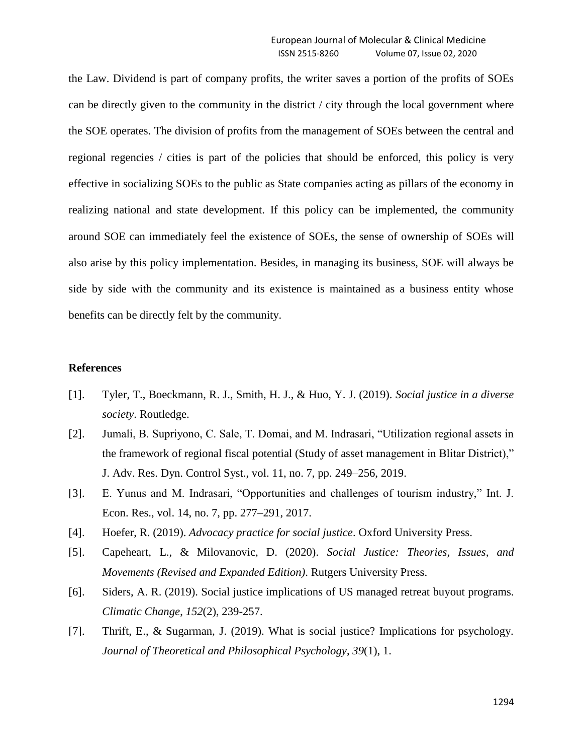the Law. Dividend is part of company profits, the writer saves a portion of the profits of SOEs can be directly given to the community in the district / city through the local government where the SOE operates. The division of profits from the management of SOEs between the central and regional regencies / cities is part of the policies that should be enforced, this policy is very effective in socializing SOEs to the public as State companies acting as pillars of the economy in realizing national and state development. If this policy can be implemented, the community around SOE can immediately feel the existence of SOEs, the sense of ownership of SOEs will also arise by this policy implementation. Besides, in managing its business, SOE will always be side by side with the community and its existence is maintained as a business entity whose benefits can be directly felt by the community.

## References

[1]. Tyler, T., Boeckmann, R. J., Smith, H. J., & Huo, Y. J. (2019). *Social justice in a diverse society*. Routledge.

[2]. Jumali, B. Supriyono, C. Sale, T. Domai, and M. Indrasari, "Utilization regional assets in the framework of regional fiscal potential (Study of asset management in Blitar District)," J. Adv. Res. Dyn. Control Syst., vol. 11, no. 7, pp. 249–256, 2019.

[3]. E. Yunus and M. Indrasari, "Opportunities and challenges of tourism industry," Int. J. Econ. Res., vol. 14, no. 7, pp. 277–291, 2017.

[4]. Hoefer, R. (2019). *Advocacy practice for social justice*. Oxford University Press.

[5]. Capeheart, L., & Milovanovic, D. (2020). *Social Justice: Theories, Issues, and Movements (Revised and Expanded Edition)*. Rutgers University Press.

[6]. Siders, A. R. (2019). Social justice implications of US managed retreat buyout programs. *Climatic Change*, *152*(2), 239-257.

[7]. Thrift, E., & Sugarman, J. (2019). What is social justice? Implications for psychology. *Journal of Theoretical and Philosophical Psychology*, *39*(1), 1.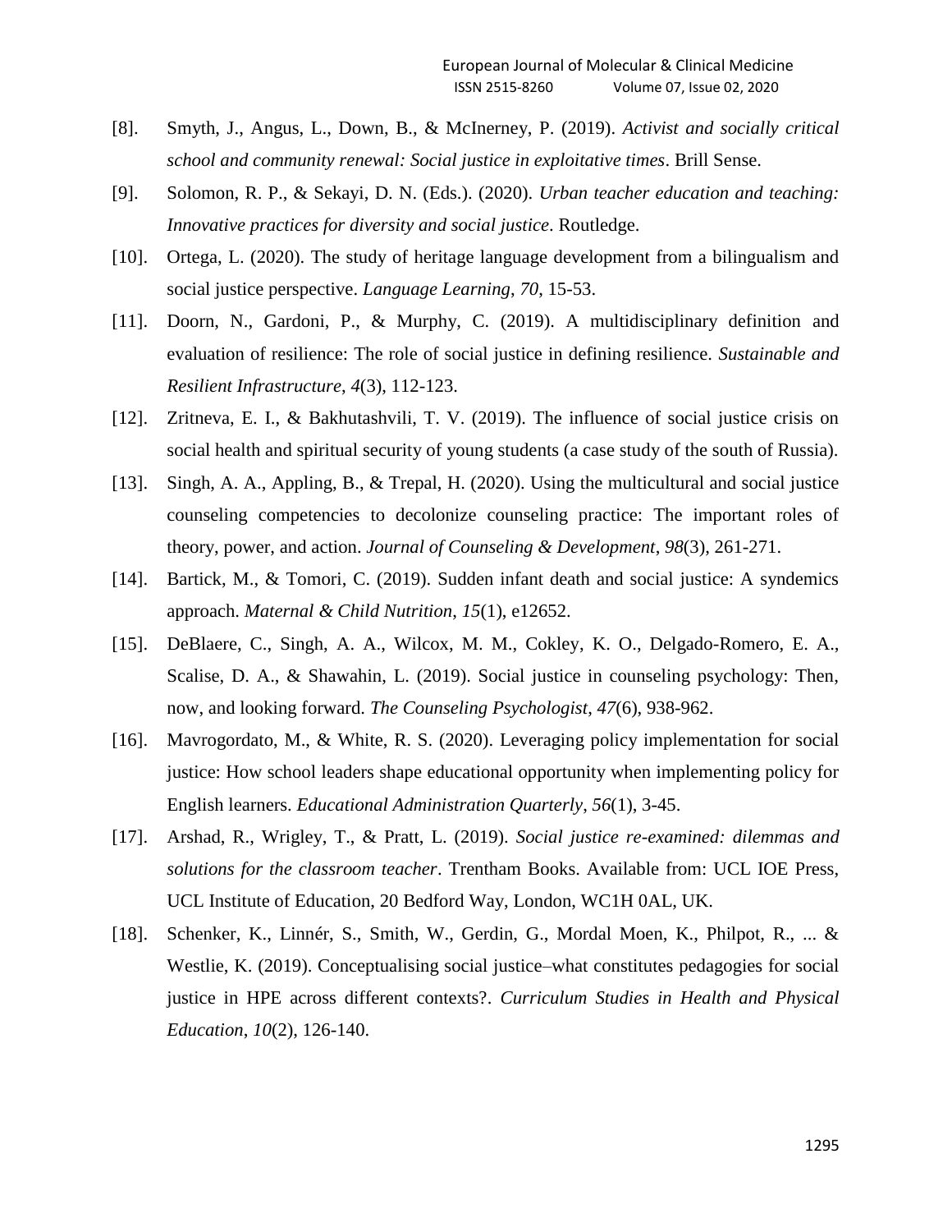[8]. Smyth, J., Angus, L., Down, B., & McInerney, P. (2019). *Activist and socially critical school and community renewal: Social justice in exploitative times*. Brill Sense.

[9]. Solomon, R. P., & Sekayi, D. N. (Eds.). (2020). *Urban teacher education and teaching: Innovative practices for diversity and social justice*. Routledge.

[10]. Ortega, L. (2020). The study of heritage language development from a bilingualism and social justice perspective. *Language Learning*, *70*, 15-53.

[11]. Doorn, N., Gardoni, P., & Murphy, C. (2019). A multidisciplinary definition and evaluation of resilience: The role of social justice in defining resilience. *Sustainable and Resilient Infrastructure*, *4*(3), 112-123.

[12]. Zritneva, E. I., & Bakhutashvili, T. V. (2019). The influence of social justice crisis on social health and spiritual security of young students (a case study of the south of Russia).

[13]. Singh, A. A., Appling, B., & Trepal, H. (2020). Using the multicultural and social justice counseling competencies to decolonize counseling practice: The important roles of theory, power, and action. *Journal of Counseling & Development*, *98*(3), 261-271.

[14]. Bartick, M., & Tomori, C. (2019). Sudden infant death and social justice: A syndemics approach. *Maternal & Child Nutrition*, *15*(1), e12652.

[15]. DeBlaere, C., Singh, A. A., Wilcox, M. M., Cokley, K. O., Delgado-Romero, E. A., Scalise, D. A., & Shawahin, L. (2019). Social justice in counseling psychology: Then, now, and looking forward. *The Counseling Psychologist*, *47*(6), 938-962.

[16]. Mavrogordato, M., & White, R. S. (2020). Leveraging policy implementation for social justice: How school leaders shape educational opportunity when implementing policy for English learners. *Educational Administration Quarterly*, *56*(1), 3-45.

[17]. Arshad, R., Wrigley, T., & Pratt, L. (2019). *Social justice re-examined: dilemmas and solutions for the classroom teacher*. Trentham Books. Available from: UCL IOE Press, UCL Institute of Education, 20 Bedford Way, London, WC1H 0AL, UK.

[18]. Schenker, K., Linnér, S., Smith, W., Gerdin, G., Mordal Moen, K., Philpot, R., ... & Westlie, K. (2019). Conceptualising social justice–what constitutes pedagogies for social justice in HPE across different contexts?. *Curriculum Studies in Health and Physical Education*, *10*(2), 126-140.